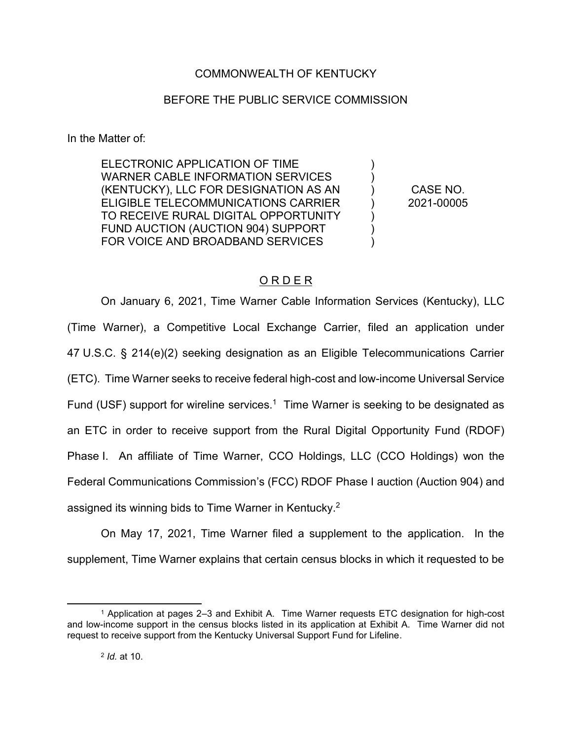COMMONWEALTH OF KENTUCKY

BEFORE THE PUBLIC SERVICE COMMISSION

In the Matter of:

| | | |
|---|---|---|
| ELECTRONIC APPLICATION OF TIME WARNER CABLE INFORMATION SERVICES (KENTUCKY), LLC FOR DESIGNATION AS AN ELIGIBLE TELECOMMUNICATIONS CARRIER TO RECEIVE RURAL DIGITAL OPPORTUNITY FUND AUCTION (AUCTION 904) SUPPORT FOR VOICE AND BROADBAND SERVICES | ) ) ) ) ) ) ) | CASE NO. 2021-00005 |

## ORDER

On January 6, 2021, Time Warner Cable Information Services (Kentucky), LLC (Time Warner), a Competitive Local Exchange Carrier, filed an application under 47 U.S.C. § 214(e)(2) seeking designation as an Eligible Telecommunications Carrier (ETC). Time Warner seeks to receive federal high-cost and low-income Universal Service Fund (USF) support for wireline services.[1] Time Warner is seeking to be designated as an ETC in order to receive support from the Rural Digital Opportunity Fund (RDOF) Phase I. An affiliate of Time Warner, CCO Holdings, LLC (CCO Holdings) won the Federal Communications Commission's (FCC) RDOF Phase I auction (Auction 904) and assigned its winning bids to Time Warner in Kentucky.[2]

On May 17, 2021, Time Warner filed a supplement to the application. In the supplement, Time Warner explains that certain census blocks in which it requested to be

---

[1] Application at pages 2–3 and Exhibit A. Time Warner requests ETC designation for high-cost and low-income support in the census blocks listed in its application at Exhibit A. Time Warner did not request to receive support from the Kentucky Universal Support Fund for Lifeline.

[2] *Id.* at 10.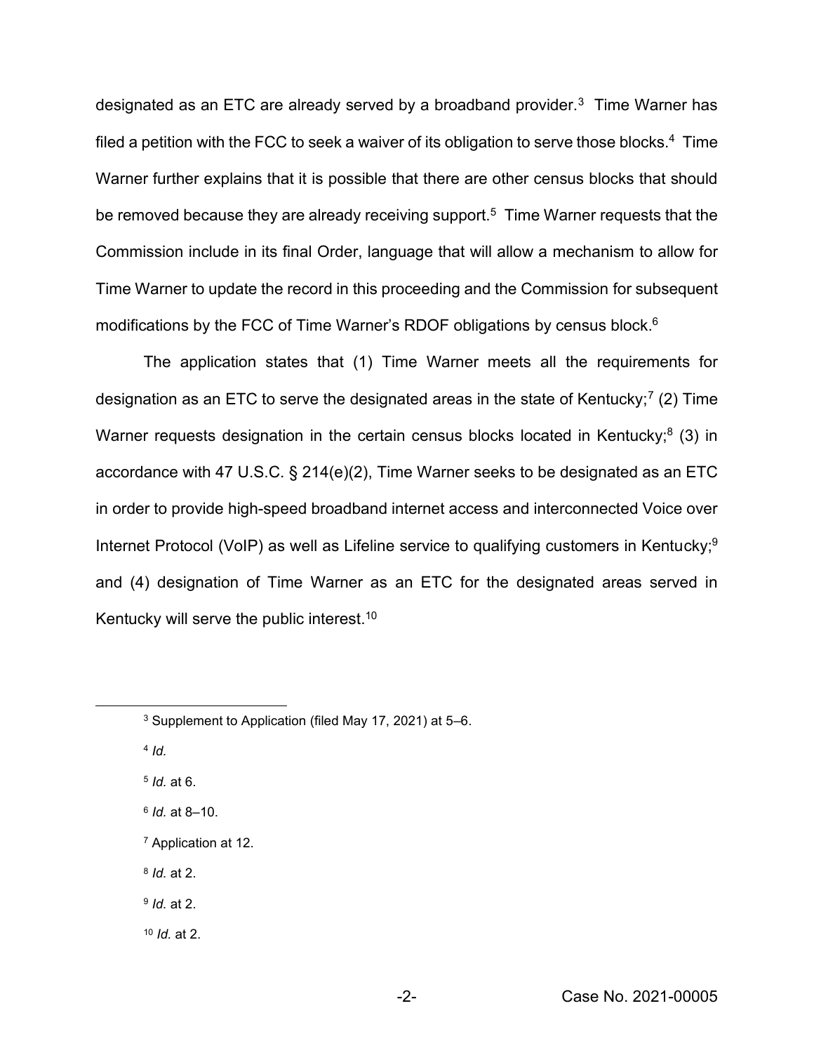designated as an ETC are already served by a broadband provider.[3] Time Warner has filed a petition with the FCC to seek a waiver of its obligation to serve those blocks.[4] Time Warner further explains that it is possible that there are other census blocks that should be removed because they are already receiving support.[5] Time Warner requests that the Commission include in its final Order, language that will allow a mechanism to allow for Time Warner to update the record in this proceeding and the Commission for subsequent modifications by the FCC of Time Warner's RDOF obligations by census block.[6]

The application states that (1) Time Warner meets all the requirements for designation as an ETC to serve the designated areas in the state of Kentucky;[7] (2) Time Warner requests designation in the certain census blocks located in Kentucky;[8] (3) in accordance with 47 U.S.C. § 214(e)(2), Time Warner seeks to be designated as an ETC in order to provide high-speed broadband internet access and interconnected Voice over Internet Protocol (VoIP) as well as Lifeline service to qualifying customers in Kentucky;[9] and (4) designation of Time Warner as an ETC for the designated areas served in Kentucky will serve the public interest.[10]

---

[3] Supplement to Application (filed May 17, 2021) at 5–6.

[4] *Id.*

[5] *Id.* at 6.

[6] *Id.* at 8–10.

[7] Application at 12.

[8] *Id.* at 2.

[9] *Id.* at 2.

[10] *Id.* at 2.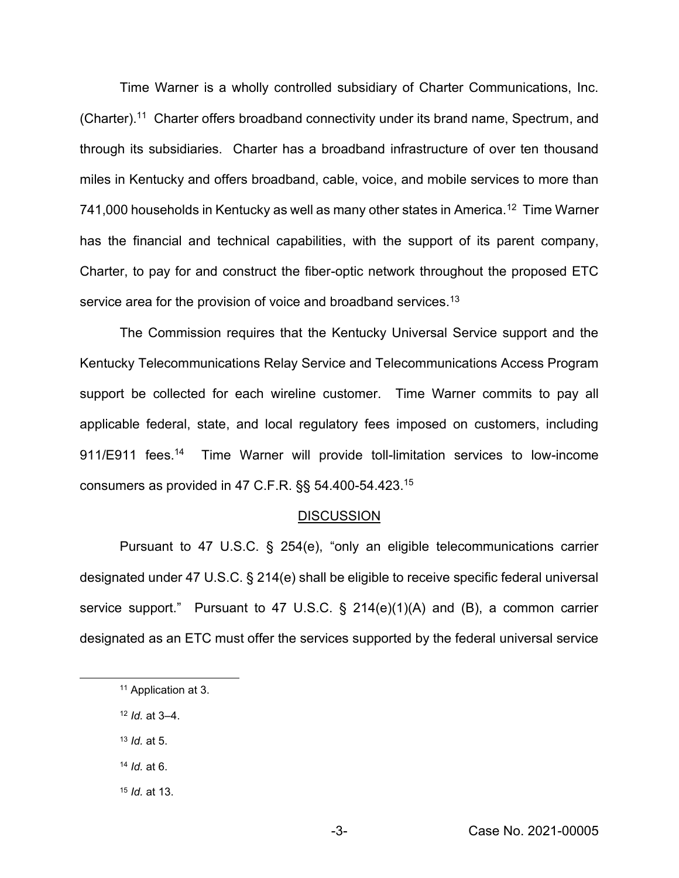Time Warner is a wholly controlled subsidiary of Charter Communications, Inc. (Charter).[11] Charter offers broadband connectivity under its brand name, Spectrum, and through its subsidiaries. Charter has a broadband infrastructure of over ten thousand miles in Kentucky and offers broadband, cable, voice, and mobile services to more than 741,000 households in Kentucky as well as many other states in America.[12] Time Warner has the financial and technical capabilities, with the support of its parent company, Charter, to pay for and construct the fiber-optic network throughout the proposed ETC service area for the provision of voice and broadband services.[13]

The Commission requires that the Kentucky Universal Service support and the Kentucky Telecommunications Relay Service and Telecommunications Access Program support be collected for each wireline customer. Time Warner commits to pay all applicable federal, state, and local regulatory fees imposed on customers, including 911/E911 fees.[14] Time Warner will provide toll-limitation services to low-income consumers as provided in 47 C.F.R. §§ 54.400-54.423.[15]

## DISCUSSION

Pursuant to 47 U.S.C. § 254(e), "only an eligible telecommunications carrier designated under 47 U.S.C. § 214(e) shall be eligible to receive specific federal universal service support." Pursuant to 47 U.S.C. § 214(e)(1)(A) and (B), a common carrier designated as an ETC must offer the services supported by the federal universal service

---

[11] Application at 3.

[12] *Id.* at 3–4.

[13] *Id.* at 5.

[14] *Id.* at 6.

[15] *Id.* at 13.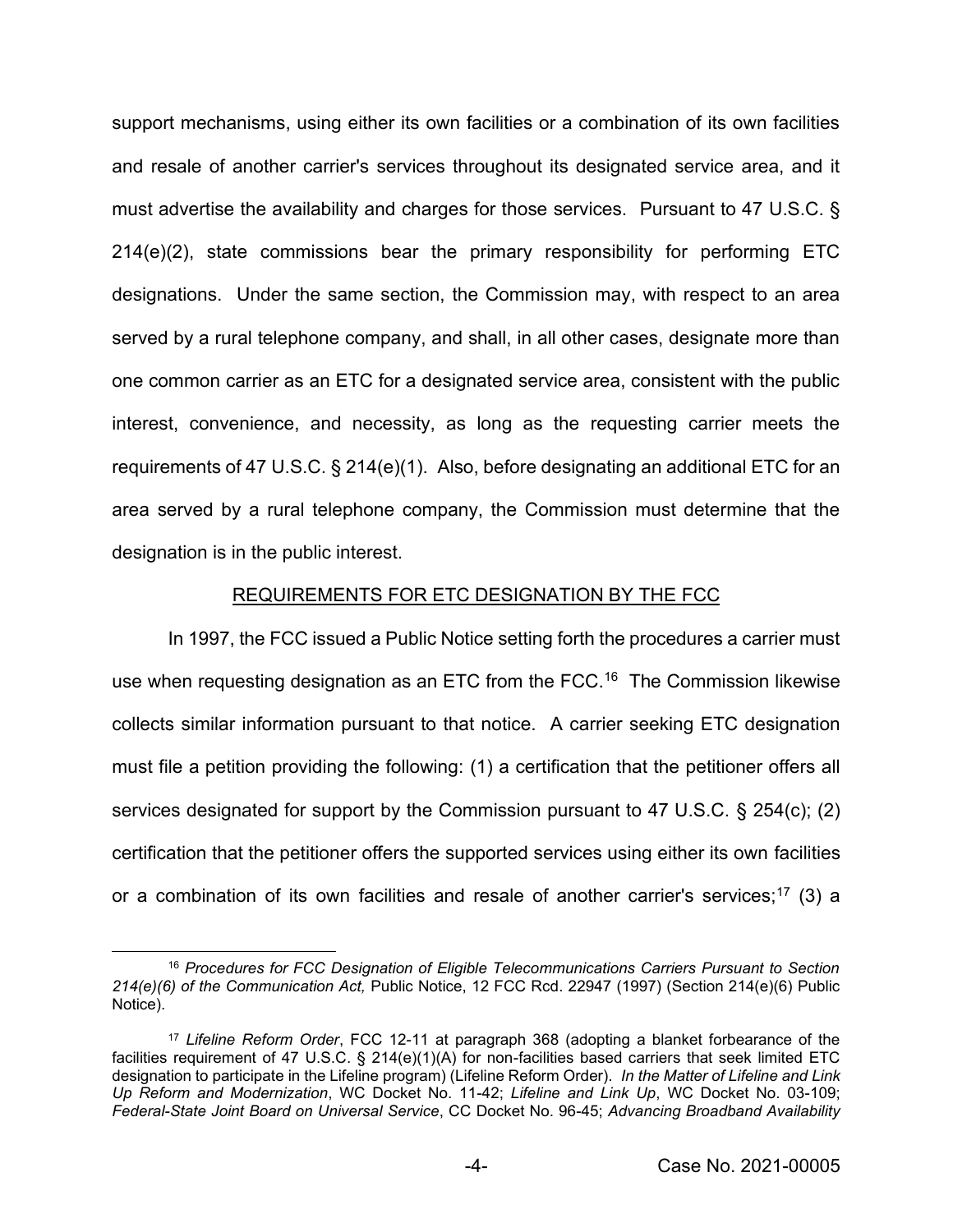support mechanisms, using either its own facilities or a combination of its own facilities and resale of another carrier's services throughout its designated service area, and it must advertise the availability and charges for those services. Pursuant to 47 U.S.C. § 214(e)(2), state commissions bear the primary responsibility for performing ETC designations. Under the same section, the Commission may, with respect to an area served by a rural telephone company, and shall, in all other cases, designate more than one common carrier as an ETC for a designated service area, consistent with the public interest, convenience, and necessity, as long as the requesting carrier meets the requirements of 47 U.S.C. § 214(e)(1). Also, before designating an additional ETC for an area served by a rural telephone company, the Commission must determine that the designation is in the public interest.

## REQUIREMENTS FOR ETC DESIGNATION BY THE FCC

In 1997, the FCC issued a Public Notice setting forth the procedures a carrier must use when requesting designation as an ETC from the FCC.[16] The Commission likewise collects similar information pursuant to that notice. A carrier seeking ETC designation must file a petition providing the following: (1) a certification that the petitioner offers all services designated for support by the Commission pursuant to 47 U.S.C. § 254(c); (2) certification that the petitioner offers the supported services using either its own facilities or a combination of its own facilities and resale of another carrier's services;[17] (3) a

---

[16] *Procedures for FCC Designation of Eligible Telecommunications Carriers Pursuant to Section 214(e)(6) of the Communication Act,* Public Notice, 12 FCC Rcd. 22947 (1997) (Section 214(e)(6) Public Notice).

[17] *Lifeline Reform Order*, FCC 12-11 at paragraph 368 (adopting a blanket forbearance of the facilities requirement of 47 U.S.C. § 214(e)(1)(A) for non-facilities based carriers that seek limited ETC designation to participate in the Lifeline program) (Lifeline Reform Order). *In the Matter of Lifeline and Link Up Reform and Modernization*, WC Docket No. 11-42; *Lifeline and Link Up*, WC Docket No. 03-109; *Federal-State Joint Board on Universal Service*, CC Docket No. 96-45; *Advancing Broadband Availability*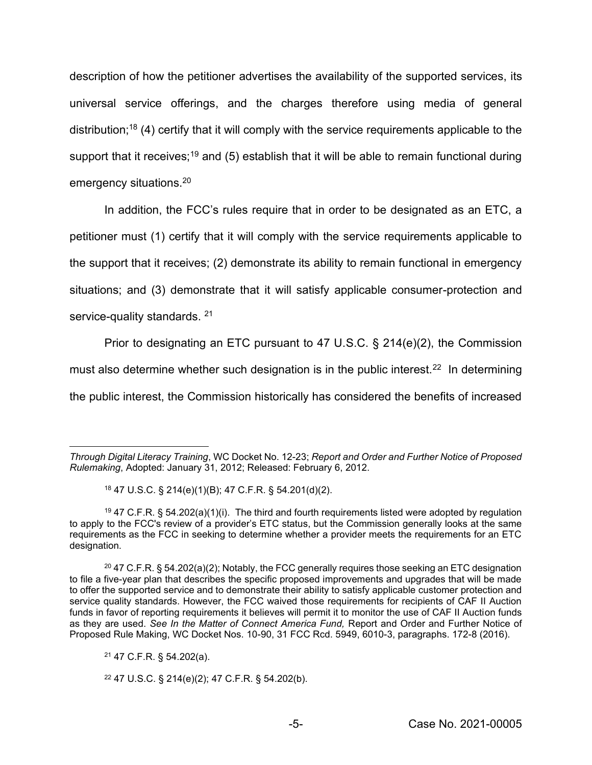description of how the petitioner advertises the availability of the supported services, its universal service offerings, and the charges therefore using media of general distribution;[18] (4) certify that it will comply with the service requirements applicable to the support that it receives;[19] and (5) establish that it will be able to remain functional during emergency situations.[20]

In addition, the FCC's rules require that in order to be designated as an ETC, a petitioner must (1) certify that it will comply with the service requirements applicable to the support that it receives; (2) demonstrate its ability to remain functional in emergency situations; and (3) demonstrate that it will satisfy applicable consumer-protection and service-quality standards. [21]

Prior to designating an ETC pursuant to 47 U.S.C. § 214(e)(2), the Commission must also determine whether such designation is in the public interest.[22] In determining the public interest, the Commission historically has considered the benefits of increased

---

*Through Digital Literacy Training*, WC Docket No. 12-23; *Report and Order and Further Notice of Proposed Rulemaking*, Adopted: January 31, 2012; Released: February 6, 2012.

[18] 47 U.S.C. § 214(e)(1)(B); 47 C.F.R. § 54.201(d)(2).

[19] 47 C.F.R. § 54.202(a)(1)(i). The third and fourth requirements listed were adopted by regulation to apply to the FCC's review of a provider's ETC status, but the Commission generally looks at the same requirements as the FCC in seeking to determine whether a provider meets the requirements for an ETC designation.

[20] 47 C.F.R. § 54.202(a)(2); Notably, the FCC generally requires those seeking an ETC designation to file a five-year plan that describes the specific proposed improvements and upgrades that will be made to offer the supported service and to demonstrate their ability to satisfy applicable customer protection and service quality standards. However, the FCC waived those requirements for recipients of CAF II Auction funds in favor of reporting requirements it believes will permit it to monitor the use of CAF II Auction funds as they are used. *See In the Matter of Connect America Fund,* Report and Order and Further Notice of Proposed Rule Making, WC Docket Nos. 10-90, 31 FCC Rcd. 5949, 6010-3, paragraphs. 172-8 (2016).

[21] 47 C.F.R. § 54.202(a).

[22] 47 U.S.C. § 214(e)(2); 47 C.F.R. § 54.202(b).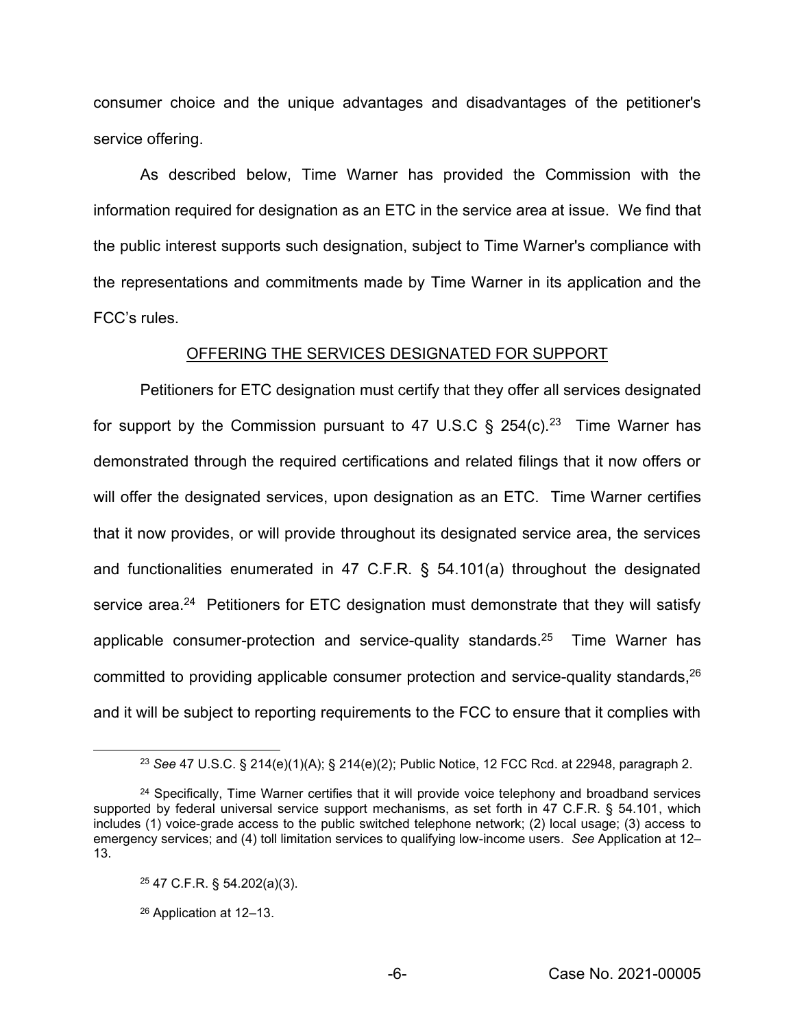consumer choice and the unique advantages and disadvantages of the petitioner's service offering.

As described below, Time Warner has provided the Commission with the information required for designation as an ETC in the service area at issue. We find that the public interest supports such designation, subject to Time Warner's compliance with the representations and commitments made by Time Warner in its application and the FCC's rules.

## OFFERING THE SERVICES DESIGNATED FOR SUPPORT

Petitioners for ETC designation must certify that they offer all services designated for support by the Commission pursuant to 47 U.S.C § 254(c).[23] Time Warner has demonstrated through the required certifications and related filings that it now offers or will offer the designated services, upon designation as an ETC. Time Warner certifies that it now provides, or will provide throughout its designated service area, the services and functionalities enumerated in 47 C.F.R. § 54.101(a) throughout the designated service area.[24] Petitioners for ETC designation must demonstrate that they will satisfy applicable consumer-protection and service-quality standards.[25] Time Warner has committed to providing applicable consumer protection and service-quality standards,[26] and it will be subject to reporting requirements to the FCC to ensure that it complies with

---

[23] *See* 47 U.S.C. § 214(e)(1)(A); § 214(e)(2); Public Notice, 12 FCC Rcd. at 22948, paragraph 2.

[24] Specifically, Time Warner certifies that it will provide voice telephony and broadband services supported by federal universal service support mechanisms, as set forth in 47 C.F.R. § 54.101, which includes (1) voice-grade access to the public switched telephone network; (2) local usage; (3) access to emergency services; and (4) toll limitation services to qualifying low-income users. *See* Application at 12–13.

[25] 47 C.F.R. § 54.202(a)(3).

[26] Application at 12–13.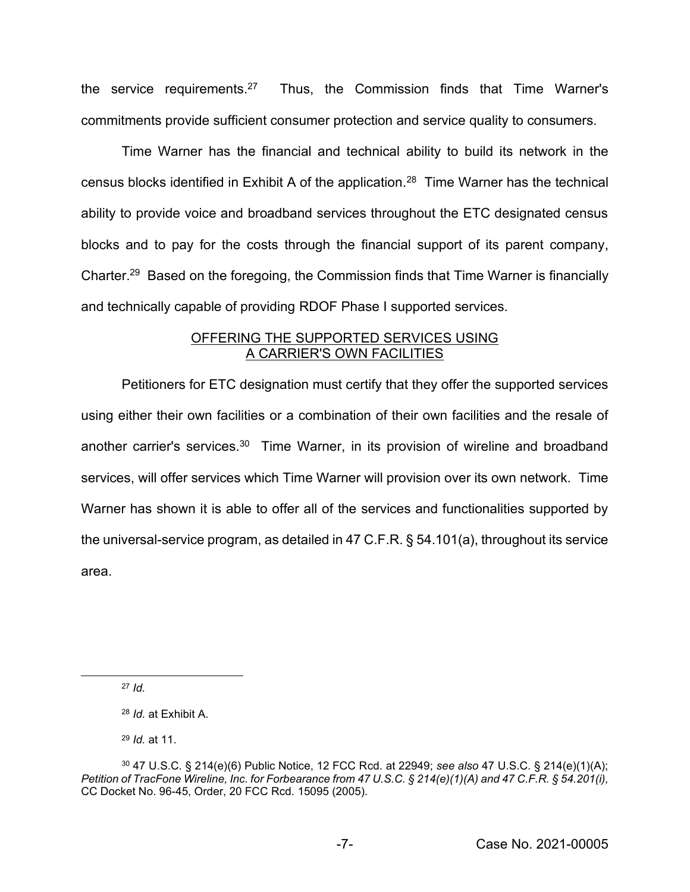the service requirements.[27] Thus, the Commission finds that Time Warner's commitments provide sufficient consumer protection and service quality to consumers.

Time Warner has the financial and technical ability to build its network in the census blocks identified in Exhibit A of the application.[28] Time Warner has the technical ability to provide voice and broadband services throughout the ETC designated census blocks and to pay for the costs through the financial support of its parent company, Charter.[29] Based on the foregoing, the Commission finds that Time Warner is financially and technically capable of providing RDOF Phase I supported services.

## OFFERING THE SUPPORTED SERVICES USING A CARRIER'S OWN FACILITIES

Petitioners for ETC designation must certify that they offer the supported services using either their own facilities or a combination of their own facilities and the resale of another carrier's services.[30] Time Warner, in its provision of wireline and broadband services, will offer services which Time Warner will provision over its own network. Time Warner has shown it is able to offer all of the services and functionalities supported by the universal-service program, as detailed in 47 C.F.R. § 54.101(a), throughout its service area.

---

[27] *Id.*

[28] *Id.* at Exhibit A.

[29] *Id.* at 11.

[30] 47 U.S.C. § 214(e)(6) Public Notice, 12 FCC Rcd. at 22949; *see also* 47 U.S.C. § 214(e)(1)(A); *Petition of TracFone Wireline, Inc. for Forbearance from 47 U.S.C. § 214(e)(1)(A) and 47 C.F.R. § 54.201(i),* CC Docket No. 96-45, Order, 20 FCC Rcd. 15095 (2005).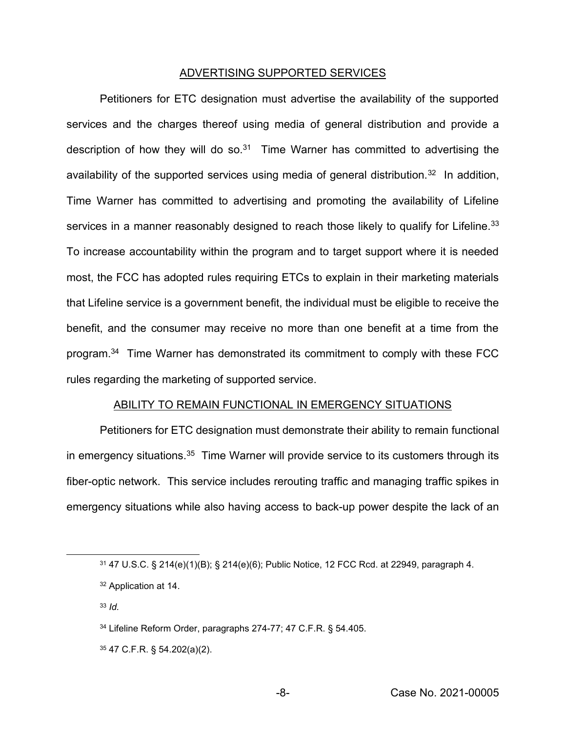## ADVERTISING SUPPORTED SERVICES

Petitioners for ETC designation must advertise the availability of the supported services and the charges thereof using media of general distribution and provide a description of how they will do so.[31] Time Warner has committed to advertising the availability of the supported services using media of general distribution.[32] In addition, Time Warner has committed to advertising and promoting the availability of Lifeline services in a manner reasonably designed to reach those likely to qualify for Lifeline.[33] To increase accountability within the program and to target support where it is needed most, the FCC has adopted rules requiring ETCs to explain in their marketing materials that Lifeline service is a government benefit, the individual must be eligible to receive the benefit, and the consumer may receive no more than one benefit at a time from the program.[34] Time Warner has demonstrated its commitment to comply with these FCC rules regarding the marketing of supported service.

## ABILITY TO REMAIN FUNCTIONAL IN EMERGENCY SITUATIONS

Petitioners for ETC designation must demonstrate their ability to remain functional in emergency situations.[35] Time Warner will provide service to its customers through its fiber-optic network. This service includes rerouting traffic and managing traffic spikes in emergency situations while also having access to back-up power despite the lack of an

---

[31] 47 U.S.C. § 214(e)(1)(B); § 214(e)(6); Public Notice, 12 FCC Rcd. at 22949, paragraph 4.

[32] Application at 14.

[33] *Id.*

[34] Lifeline Reform Order, paragraphs 274-77; 47 C.F.R. § 54.405.

[35] 47 C.F.R. § 54.202(a)(2).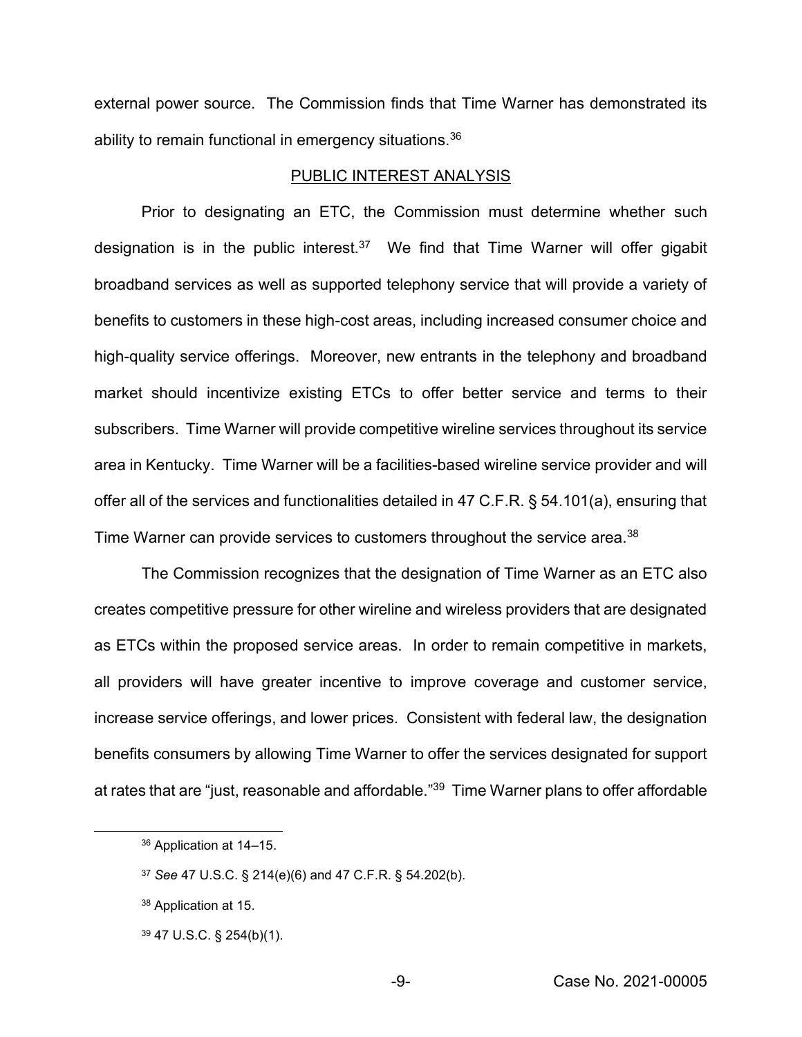external power source. The Commission finds that Time Warner has demonstrated its ability to remain functional in emergency situations.[36]

## PUBLIC INTEREST ANALYSIS

Prior to designating an ETC, the Commission must determine whether such designation is in the public interest.[37] We find that Time Warner will offer gigabit broadband services as well as supported telephony service that will provide a variety of benefits to customers in these high-cost areas, including increased consumer choice and high-quality service offerings. Moreover, new entrants in the telephony and broadband market should incentivize existing ETCs to offer better service and terms to their subscribers. Time Warner will provide competitive wireline services throughout its service area in Kentucky. Time Warner will be a facilities-based wireline service provider and will offer all of the services and functionalities detailed in 47 C.F.R. § 54.101(a), ensuring that Time Warner can provide services to customers throughout the service area.[38]

The Commission recognizes that the designation of Time Warner as an ETC also creates competitive pressure for other wireline and wireless providers that are designated as ETCs within the proposed service areas. In order to remain competitive in markets, all providers will have greater incentive to improve coverage and customer service, increase service offerings, and lower prices. Consistent with federal law, the designation benefits consumers by allowing Time Warner to offer the services designated for support at rates that are "just, reasonable and affordable."[39] Time Warner plans to offer affordable

---

[36] Application at 14–15.

[37] *See* 47 U.S.C. § 214(e)(6) and 47 C.F.R. § 54.202(b).

[38] Application at 15.

[39] 47 U.S.C. § 254(b)(1).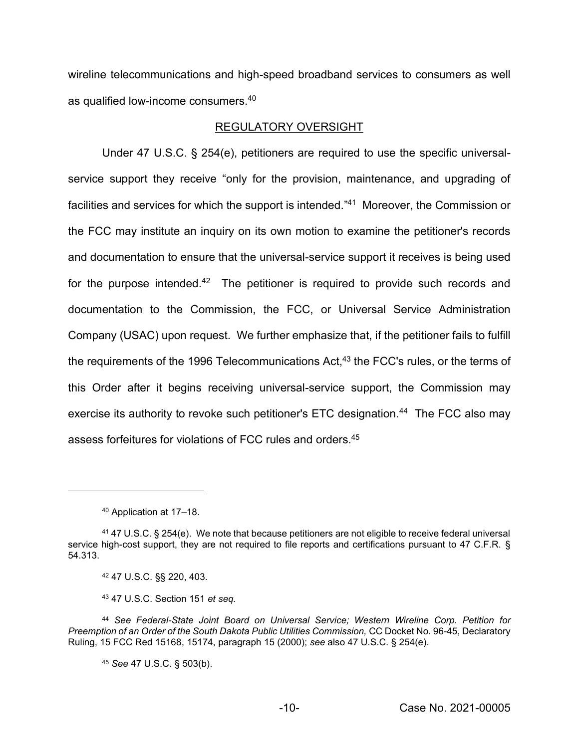wireline telecommunications and high-speed broadband services to consumers as well as qualified low-income consumers.[40]

## REGULATORY OVERSIGHT

Under 47 U.S.C. § 254(e), petitioners are required to use the specific universal-service support they receive "only for the provision, maintenance, and upgrading of facilities and services for which the support is intended."[41] Moreover, the Commission or the FCC may institute an inquiry on its own motion to examine the petitioner's records and documentation to ensure that the universal-service support it receives is being used for the purpose intended.[42] The petitioner is required to provide such records and documentation to the Commission, the FCC, or Universal Service Administration Company (USAC) upon request. We further emphasize that, if the petitioner fails to fulfill the requirements of the 1996 Telecommunications Act,[43] the FCC's rules, or the terms of this Order after it begins receiving universal-service support, the Commission may exercise its authority to revoke such petitioner's ETC designation.[44] The FCC also may assess forfeitures for violations of FCC rules and orders.[45]

---

[40] Application at 17–18.

[41] 47 U.S.C. § 254(e). We note that because petitioners are not eligible to receive federal universal service high-cost support, they are not required to file reports and certifications pursuant to 47 C.F.R. § 54.313.

[42] 47 U.S.C. §§ 220, 403.

[43] 47 U.S.C. Section 151 *et seq.*

[44] *See Federal-State Joint Board on Universal Service; Western Wireline Corp. Petition for Preemption of an Order of the South Dakota Public Utilities Commission,* CC Docket No. 96-45, Declaratory Ruling, 15 FCC Red 15168, 15174, paragraph 15 (2000); *see* also 47 U.S.C. § 254(e).

[45] *See* 47 U.S.C. § 503(b).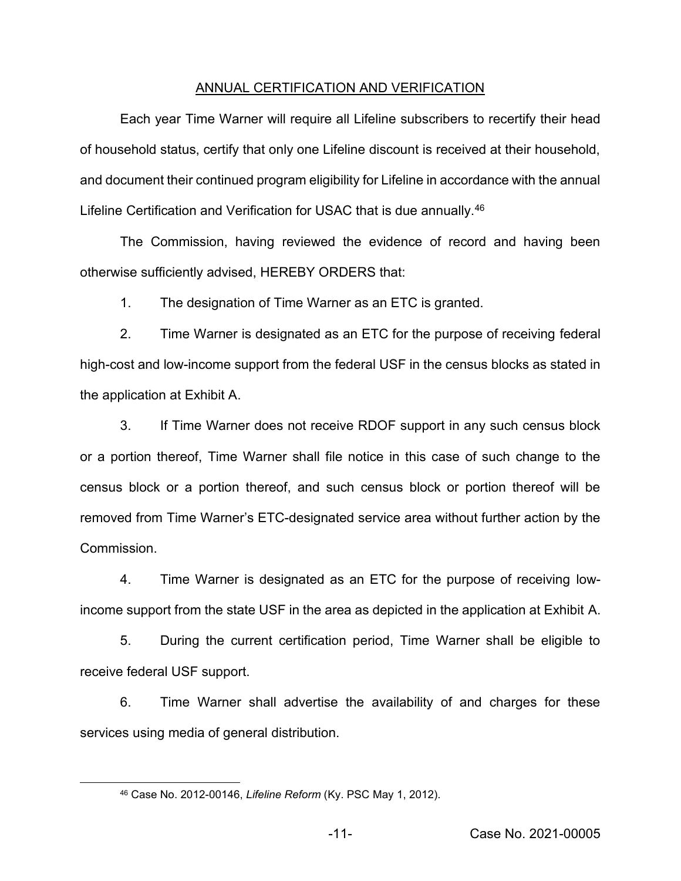## ANNUAL CERTIFICATION AND VERIFICATION

Each year Time Warner will require all Lifeline subscribers to recertify their head of household status, certify that only one Lifeline discount is received at their household, and document their continued program eligibility for Lifeline in accordance with the annual Lifeline Certification and Verification for USAC that is due annually.[46]

The Commission, having reviewed the evidence of record and having been otherwise sufficiently advised, HEREBY ORDERS that:

1. The designation of Time Warner as an ETC is granted.

2. Time Warner is designated as an ETC for the purpose of receiving federal high-cost and low-income support from the federal USF in the census blocks as stated in the application at Exhibit A.

3. If Time Warner does not receive RDOF support in any such census block or a portion thereof, Time Warner shall file notice in this case of such change to the census block or a portion thereof, and such census block or portion thereof will be removed from Time Warner's ETC-designated service area without further action by the Commission.

4. Time Warner is designated as an ETC for the purpose of receiving low-income support from the state USF in the area as depicted in the application at Exhibit A.

5. During the current certification period, Time Warner shall be eligible to receive federal USF support.

6. Time Warner shall advertise the availability of and charges for these services using media of general distribution.

---

[46] Case No. 2012-00146, *Lifeline Reform* (Ky. PSC May 1, 2012).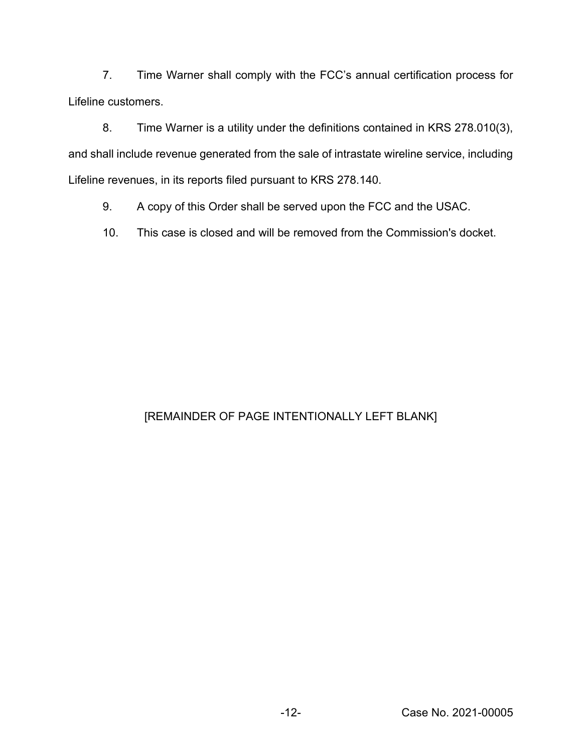7. Time Warner shall comply with the FCC's annual certification process for Lifeline customers.

8. Time Warner is a utility under the definitions contained in KRS 278.010(3), and shall include revenue generated from the sale of intrastate wireline service, including Lifeline revenues, in its reports filed pursuant to KRS 278.140.

9. A copy of this Order shall be served upon the FCC and the USAC.

10. This case is closed and will be removed from the Commission's docket.

[REMAINDER OF PAGE INTENTIONALLY LEFT BLANK]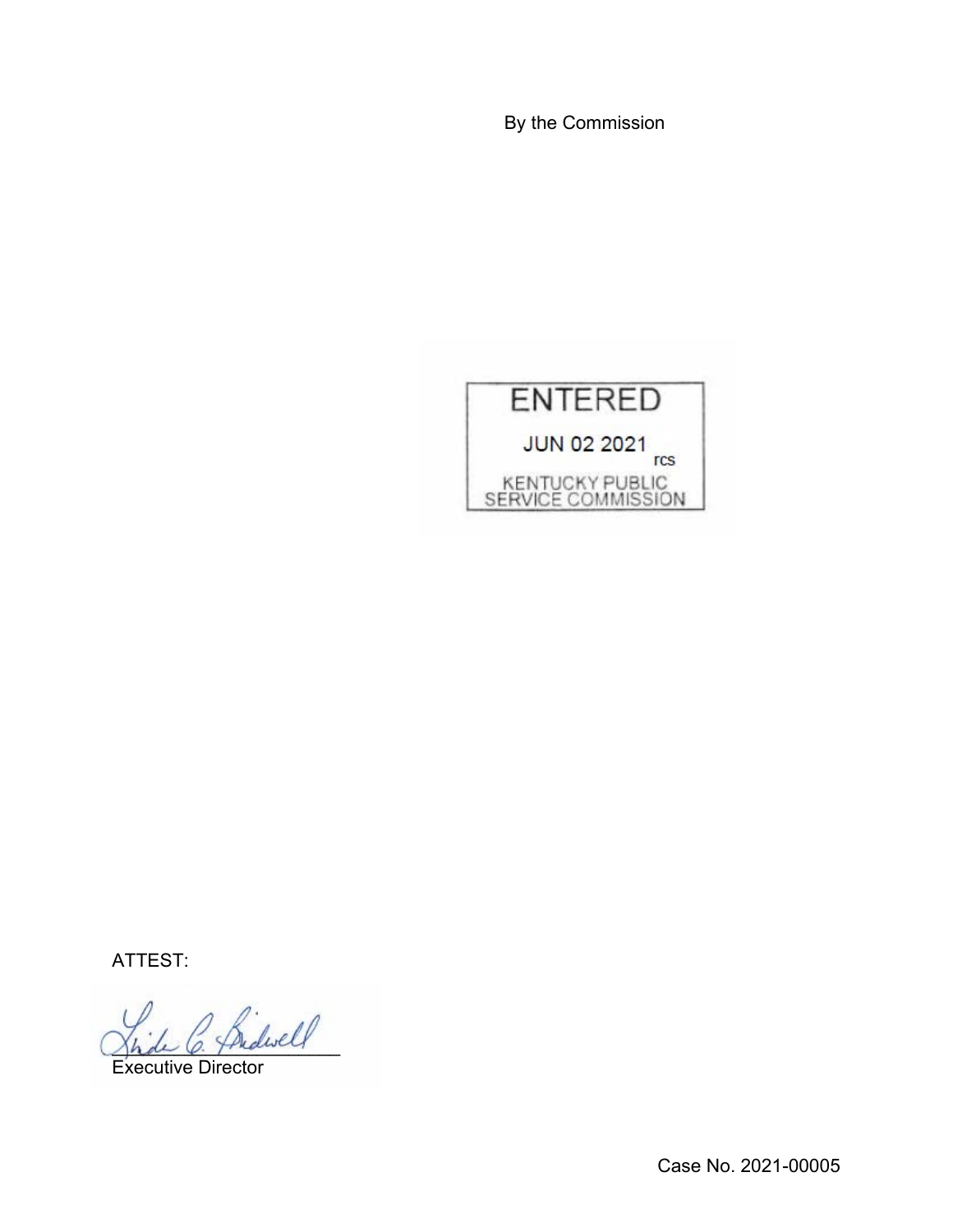By the Commission

ENTERED

JUN 02 2021

rcs

KENTUCKY PUBLIC SERVICE COMMISSION

ATTEST:

Executive Director

Case No. 2021-00005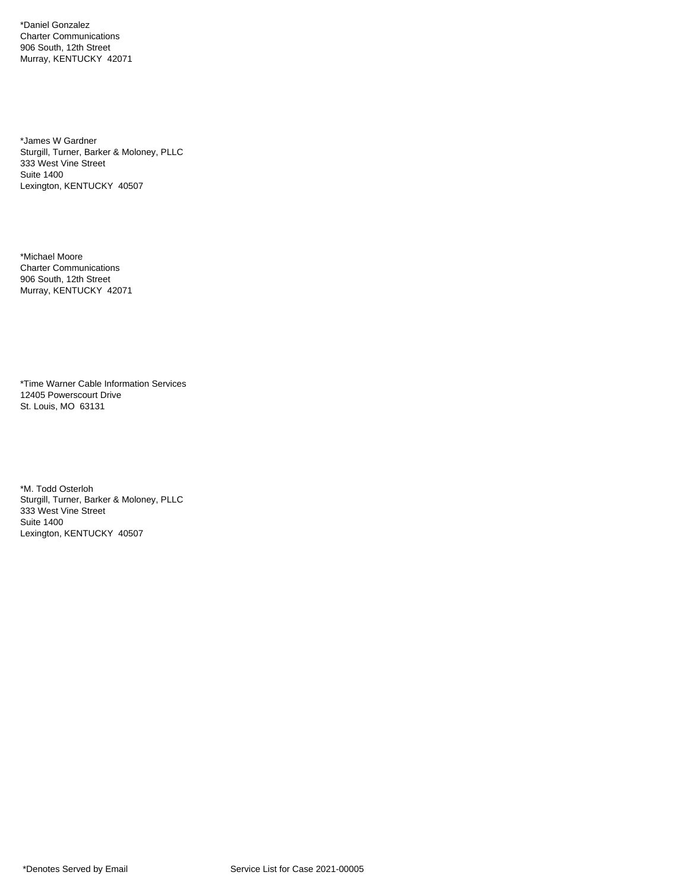*Daniel Gonzalez
Charter Communications
906 South, 12th Street
Murray, KENTUCKY 42071

*James W Gardner
Sturgill, Turner, Barker & Moloney, PLLC
333 West Vine Street
Suite 1400
Lexington, KENTUCKY 40507

*Michael Moore
Charter Communications
906 South, 12th Street
Murray, KENTUCKY 42071

*Time Warner Cable Information Services
12405 Powerscourt Drive
St. Louis, MO 63131

*M. Todd Osterloh
Sturgill, Turner, Barker & Moloney, PLLC
333 West Vine Street
Suite 1400
Lexington, KENTUCKY 40507